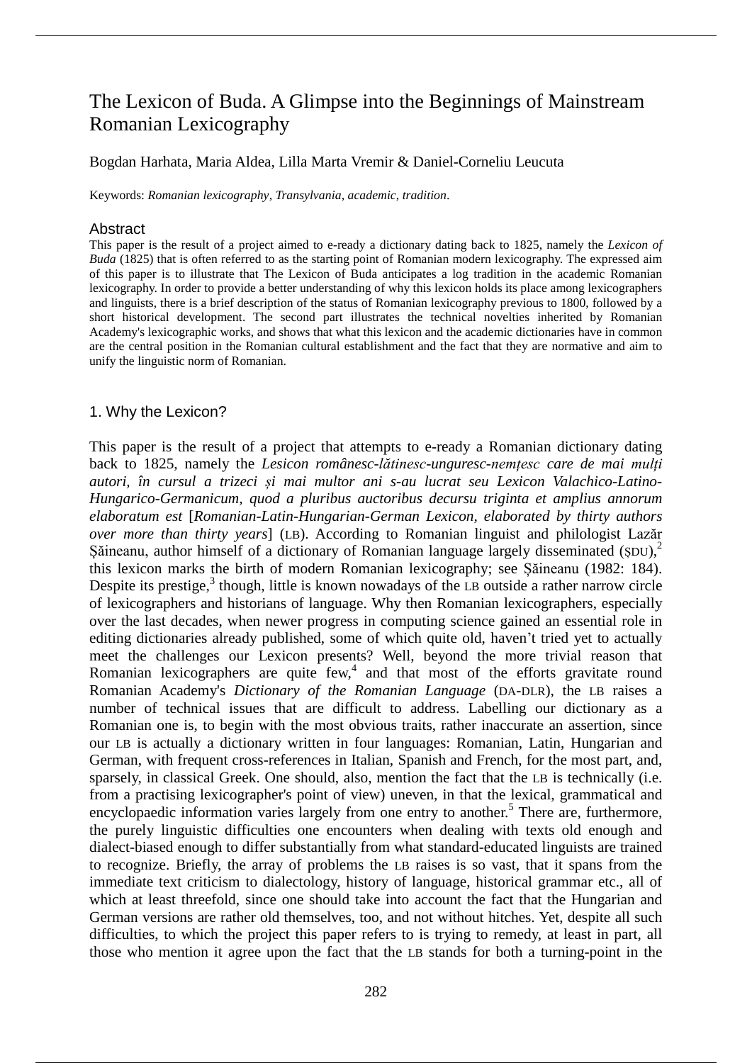# The Lexicon of Buda. A Glimpse into the Beginnings of Mainstream Romanian Lexicography

Bogdan Harhata, Maria Aldea, Lilla Marta Vremir & Daniel-Corneliu Leucuta

Keywords: *Romanian lexicography, Transylvania, academic, tradition*.

## Abstract

This paper is the result of a project aimed to e-ready a dictionary dating back to 1825, namely the *Lexicon of Buda* (1825) that is often referred to as the starting point of Romanian modern lexicography. The expressed aim of this paper is to illustrate that The Lexicon of Buda anticipates a log tradition in the academic Romanian lexicography. In order to provide a better understanding of why this lexicon holds its place among lexicographers and linguists, there is a brief description of the status of Romanian lexicography previous to 1800, followed by a short historical development. The second part illustrates the technical novelties inherited by Romanian Academy's lexicographic works, and shows that what this lexicon and the academic dictionaries have in common are the central position in the Romanian cultural establishment and the fact that they are normative and aim to unify the linguistic norm of Romanian.

## 1. Why the Lexicon?

This paper is the result of a project that attempts to e-ready a Romanian dictionary dating back to 1825, namely the *Lesicon românesc-lătinesc-unguresc-nemțesc care de mai mulți autori, în cursul a trizeci și mai multor ani s-au lucrat seu Lexicon Valachico-Latino-Hungarico-Germanicum, quod a pluribus auctoribus decursu triginta et amplius annorum elaboratum est* [*Romanian-Latin-Hungarian-German Lexicon, elaborated by thirty authors over more than thirty years*] (LB). According to Romanian linguist and philologist Lazăr Șăineanu, author himself of a dictionary of Romanian language largely disseminated (ȘDU),[2] this lexicon marks the birth of modern Romanian lexicography; see Șăineanu (1982: 184). Despite its prestige,[3] though, little is known nowadays of the LB outside a rather narrow circle of lexicographers and historians of language. Why then Romanian lexicographers, especially over the last decades, when newer progress in computing science gained an essential role in editing dictionaries already published, some of which quite old, haven't tried yet to actually meet the challenges our Lexicon presents? Well, beyond the more trivial reason that Romanian lexicographers are quite few,[4] and that most of the efforts gravitate round Romanian Academy's *Dictionary of the Romanian Language* (DA-DLR), the LB raises a number of technical issues that are difficult to address. Labelling our dictionary as a Romanian one is, to begin with the most obvious traits, rather inaccurate an assertion, since our LB is actually a dictionary written in four languages: Romanian, Latin, Hungarian and German, with frequent cross-references in Italian, Spanish and French, for the most part, and, sparsely, in classical Greek. One should, also, mention the fact that the LB is technically (i.e. from a practising lexicographer's point of view) uneven, in that the lexical, grammatical and encyclopaedic information varies largely from one entry to another.[5] There are, furthermore, the purely linguistic difficulties one encounters when dealing with texts old enough and dialect-biased enough to differ substantially from what standard-educated linguists are trained to recognize. Briefly, the array of problems the LB raises is so vast, that it spans from the immediate text criticism to dialectology, history of language, historical grammar etc., all of which at least threefold, since one should take into account the fact that the Hungarian and German versions are rather old themselves, too, and not without hitches. Yet, despite all such difficulties, to which the project this paper refers to is trying to remedy, at least in part, all those who mention it agree upon the fact that the LB stands for both a turning-point in the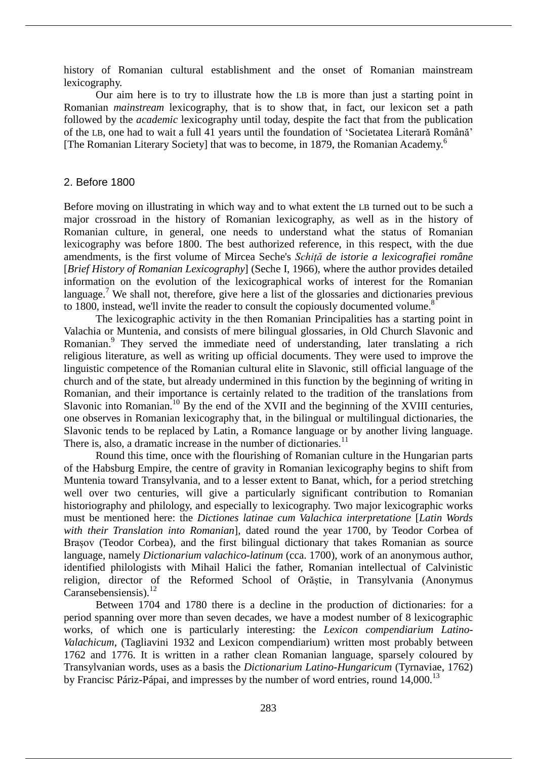history of Romanian cultural establishment and the onset of Romanian mainstream lexicography.

Our aim here is to try to illustrate how the LB is more than just a starting point in Romanian *mainstream* lexicography, that is to show that, in fact, our lexicon set a path followed by the *academic* lexicography until today, despite the fact that from the publication of the LB, one had to wait a full 41 years until the foundation of 'Societatea Literară Română' [The Romanian Literary Society] that was to become, in 1879, the Romanian Academy.[6]

## 2. Before 1800

Before moving on illustrating in which way and to what extent the LB turned out to be such a major crossroad in the history of Romanian lexicography, as well as in the history of Romanian culture, in general, one needs to understand what the status of Romanian lexicography was before 1800. The best authorized reference, in this respect, with the due amendments, is the first volume of Mircea Seche's *Schiță de istorie a lexicografiei române* [*Brief History of Romanian Lexicography*] (Seche I, 1966), where the author provides detailed information on the evolution of the lexicographical works of interest for the Romanian language.[7] We shall not, therefore, give here a list of the glossaries and dictionaries previous to 1800, instead, we'll invite the reader to consult the copiously documented volume.[8]

The lexicographic activity in the then Romanian Principalities has a starting point in Valachia or Muntenia, and consists of mere bilingual glossaries, in Old Church Slavonic and Romanian.[9] They served the immediate need of understanding, later translating a rich religious literature, as well as writing up official documents. They were used to improve the linguistic competence of the Romanian cultural elite in Slavonic, still official language of the church and of the state, but already undermined in this function by the beginning of writing in Romanian, and their importance is certainly related to the tradition of the translations from Slavonic into Romanian.[10] By the end of the XVII and the beginning of the XVIII centuries, one observes in Romanian lexicography that, in the bilingual or multilingual dictionaries, the Slavonic tends to be replaced by Latin, a Romance language or by another living language. There is, also, a dramatic increase in the number of dictionaries.[11]

Round this time, once with the flourishing of Romanian culture in the Hungarian parts of the Habsburg Empire, the centre of gravity in Romanian lexicography begins to shift from Muntenia toward Transylvania, and to a lesser extent to Banat, which, for a period stretching well over two centuries, will give a particularly significant contribution to Romanian historiography and philology, and especially to lexicography. Two major lexicographic works must be mentioned here: the *Dictiones latinae cum Valachica interpretatione* [*Latin Words with their Translation into Romanian*], dated round the year 1700, by Teodor Corbea of Brașov (Teodor Corbea), and the first bilingual dictionary that takes Romanian as source language, namely *Dictionarium valachico-latinum* (cca. 1700), work of an anonymous author, identified philologists with Mihail Halici the father, Romanian intellectual of Calvinistic religion, director of the Reformed School of Orăștie, in Transylvania (Anonymus Caransebensiensis).[12]

Between 1704 and 1780 there is a decline in the production of dictionaries: for a period spanning over more than seven decades, we have a modest number of 8 lexicographic works, of which one is particularly interesting: the *Lexicon compendiarium Latino-Valachicum*, (Tagliavini 1932 and Lexicon compendiarium) written most probably between 1762 and 1776. It is written in a rather clean Romanian language, sparsely coloured by Transylvanian words, uses as a basis the *Dictionarium Latino-Hungaricum* (Tyrnaviae, 1762) by Francisc Páriz-Pápai, and impresses by the number of word entries, round 14,000.[13]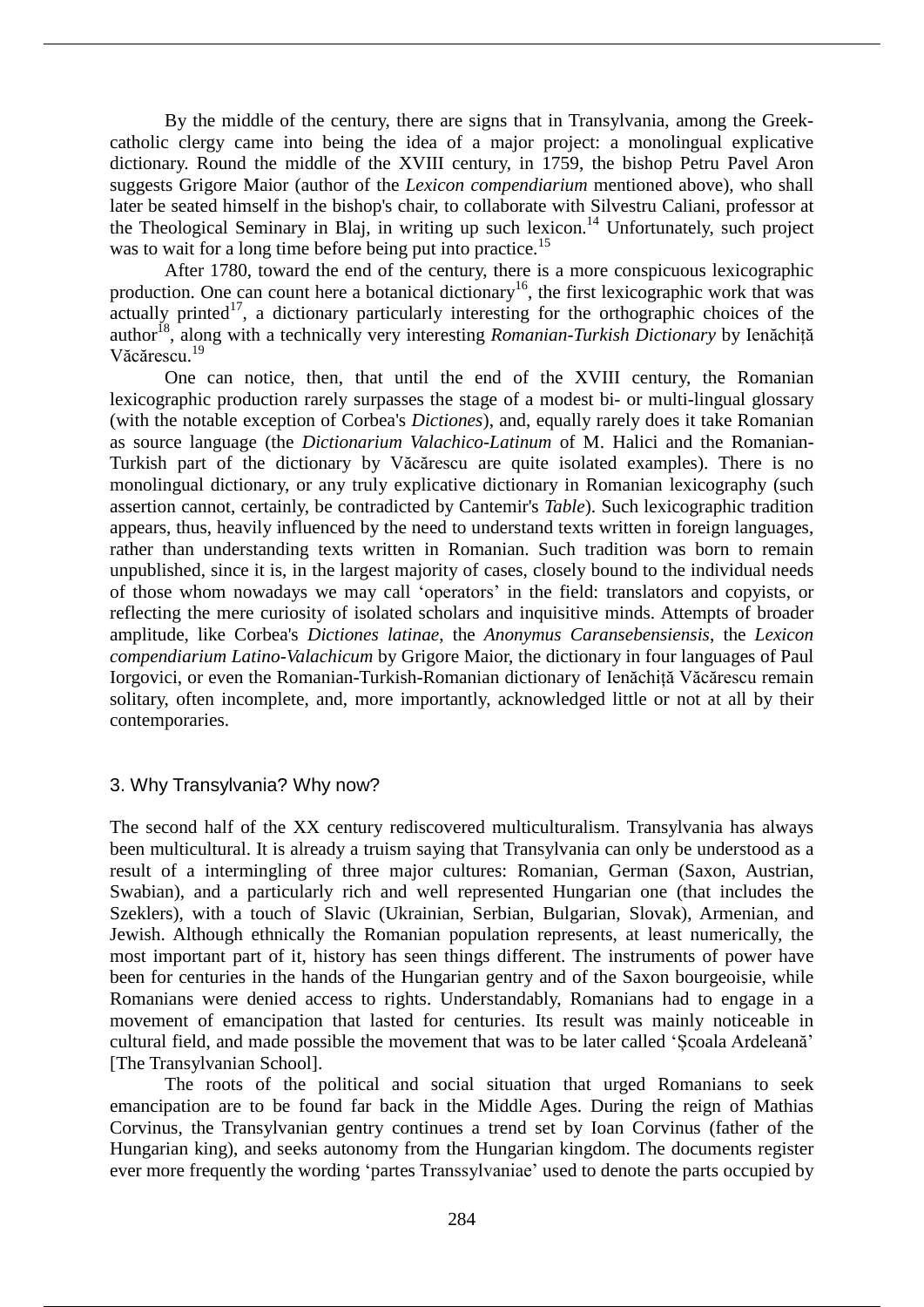By the middle of the century, there are signs that in Transylvania, among the Greek-catholic clergy came into being the idea of a major project: a monolingual explicative dictionary. Round the middle of the XVIII century, in 1759, the bishop Petru Pavel Aron suggests Grigore Maior (author of the *Lexicon compendiarium* mentioned above), who shall later be seated himself in the bishop's chair, to collaborate with Silvestru Caliani, professor at the Theological Seminary in Blaj, in writing up such lexicon.[14] Unfortunately, such project was to wait for a long time before being put into practice.[15]

After 1780, toward the end of the century, there is a more conspicuous lexicographic production. One can count here a botanical dictionary[16], the first lexicographic work that was actually printed[17], a dictionary particularly interesting for the orthographic choices of the author[18], along with a technically very interesting *Romanian-Turkish Dictionary* by Ienăchiță Văcărescu.[19]

One can notice, then, that until the end of the XVIII century, the Romanian lexicographic production rarely surpasses the stage of a modest bi- or multi-lingual glossary (with the notable exception of Corbea's *Dictiones*), and, equally rarely does it take Romanian as source language (the *Dictionarium Valachico-Latinum* of M. Halici and the Romanian-Turkish part of the dictionary by Văcărescu are quite isolated examples). There is no monolingual dictionary, or any truly explicative dictionary in Romanian lexicography (such assertion cannot, certainly, be contradicted by Cantemir's *Table*). Such lexicographic tradition appears, thus, heavily influenced by the need to understand texts written in foreign languages, rather than understanding texts written in Romanian. Such tradition was born to remain unpublished, since it is, in the largest majority of cases, closely bound to the individual needs of those whom nowadays we may call 'operators' in the field: translators and copyists, or reflecting the mere curiosity of isolated scholars and inquisitive minds. Attempts of broader amplitude, like Corbea's *Dictiones latinae*, the *Anonymus Caransebensiensis*, the *Lexicon compendiarium Latino-Valachicum* by Grigore Maior, the dictionary in four languages of Paul Iorgovici, or even the Romanian-Turkish-Romanian dictionary of Ienăchiță Văcărescu remain solitary, often incomplete, and, more importantly, acknowledged little or not at all by their contemporaries.

## 3. Why Transylvania? Why now?

The second half of the XX century rediscovered multiculturalism. Transylvania has always been multicultural. It is already a truism saying that Transylvania can only be understood as a result of a intermingling of three major cultures: Romanian, German (Saxon, Austrian, Swabian), and a particularly rich and well represented Hungarian one (that includes the Szeklers), with a touch of Slavic (Ukrainian, Serbian, Bulgarian, Slovak), Armenian, and Jewish. Although ethnically the Romanian population represents, at least numerically, the most important part of it, history has seen things different. The instruments of power have been for centuries in the hands of the Hungarian gentry and of the Saxon bourgeoisie, while Romanians were denied access to rights. Understandably, Romanians had to engage in a movement of emancipation that lasted for centuries. Its result was mainly noticeable in cultural field, and made possible the movement that was to be later called 'Școala Ardeleană' [The Transylvanian School].

The roots of the political and social situation that urged Romanians to seek emancipation are to be found far back in the Middle Ages. During the reign of Mathias Corvinus, the Transylvanian gentry continues a trend set by Ioan Corvinus (father of the Hungarian king), and seeks autonomy from the Hungarian kingdom. The documents register ever more frequently the wording 'partes Transsylvaniae' used to denote the parts occupied by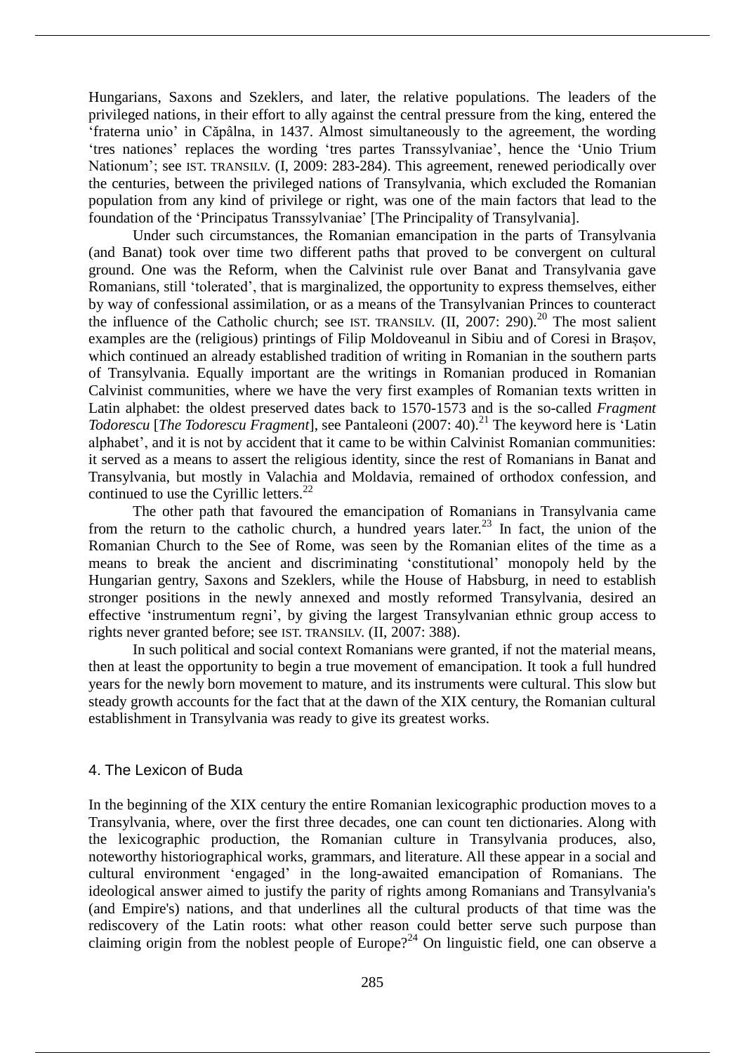Hungarians, Saxons and Szeklers, and later, the relative populations. The leaders of the privileged nations, in their effort to ally against the central pressure from the king, entered the 'fraterna unio' in Căpâlna, in 1437. Almost simultaneously to the agreement, the wording 'tres nationes' replaces the wording 'tres partes Transsylvaniae', hence the 'Unio Trium Nationum'; see IST. TRANSILV. (I, 2009: 283-284). This agreement, renewed periodically over the centuries, between the privileged nations of Transylvania, which excluded the Romanian population from any kind of privilege or right, was one of the main factors that lead to the foundation of the 'Principatus Transsylvaniae' [The Principality of Transylvania].

Under such circumstances, the Romanian emancipation in the parts of Transylvania (and Banat) took over time two different paths that proved to be convergent on cultural ground. One was the Reform, when the Calvinist rule over Banat and Transylvania gave Romanians, still 'tolerated', that is marginalized, the opportunity to express themselves, either by way of confessional assimilation, or as a means of the Transylvanian Princes to counteract the influence of the Catholic church; see IST. TRANSILV. (II, 2007: 290).[20] The most salient examples are the (religious) printings of Filip Moldoveanul in Sibiu and of Coresi in Brașov, which continued an already established tradition of writing in Romanian in the southern parts of Transylvania. Equally important are the writings in Romanian produced in Romanian Calvinist communities, where we have the very first examples of Romanian texts written in Latin alphabet: the oldest preserved dates back to 1570-1573 and is the so-called *Fragment Todorescu* [*The Todorescu Fragment*], see Pantaleoni (2007: 40).[21] The keyword here is 'Latin alphabet', and it is not by accident that it came to be within Calvinist Romanian communities: it served as a means to assert the religious identity, since the rest of Romanians in Banat and Transylvania, but mostly in Valachia and Moldavia, remained of orthodox confession, and continued to use the Cyrillic letters.[22]

The other path that favoured the emancipation of Romanians in Transylvania came from the return to the catholic church, a hundred years later.[23] In fact, the union of the Romanian Church to the See of Rome, was seen by the Romanian elites of the time as a means to break the ancient and discriminating 'constitutional' monopoly held by the Hungarian gentry, Saxons and Szeklers, while the House of Habsburg, in need to establish stronger positions in the newly annexed and mostly reformed Transylvania, desired an effective 'instrumentum regni', by giving the largest Transylvanian ethnic group access to rights never granted before; see IST. TRANSILV. (II, 2007: 388).

In such political and social context Romanians were granted, if not the material means, then at least the opportunity to begin a true movement of emancipation. It took a full hundred years for the newly born movement to mature, and its instruments were cultural. This slow but steady growth accounts for the fact that at the dawn of the XIX century, the Romanian cultural establishment in Transylvania was ready to give its greatest works.

## 4. The Lexicon of Buda

In the beginning of the XIX century the entire Romanian lexicographic production moves to a Transylvania, where, over the first three decades, one can count ten dictionaries. Along with the lexicographic production, the Romanian culture in Transylvania produces, also, noteworthy historiographical works, grammars, and literature. All these appear in a social and cultural environment 'engaged' in the long-awaited emancipation of Romanians. The ideological answer aimed to justify the parity of rights among Romanians and Transylvania's (and Empire's) nations, and that underlines all the cultural products of that time was the rediscovery of the Latin roots: what other reason could better serve such purpose than claiming origin from the noblest people of Europe?[24] On linguistic field, one can observe a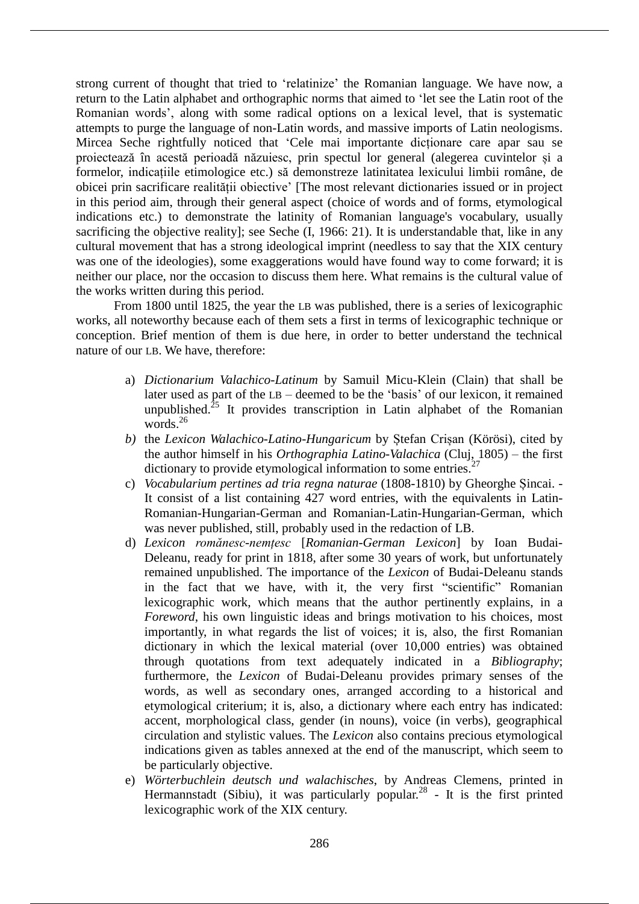strong current of thought that tried to 'relatinize' the Romanian language. We have now, a return to the Latin alphabet and orthographic norms that aimed to 'let see the Latin root of the Romanian words', along with some radical options on a lexical level, that is systematic attempts to purge the language of non-Latin words, and massive imports of Latin neologisms. Mircea Seche rightfully noticed that 'Cele mai importante dicționare care apar sau se proiectează în acestă perioadă năzuiesc, prin spectul lor general (alegerea cuvintelor și a formelor, indicațiile etimologice etc.) să demonstreze latinitatea lexicului limbii române, de obicei prin sacrificare realității obiective' [The most relevant dictionaries issued or in project in this period aim, through their general aspect (choice of words and of forms, etymological indications etc.) to demonstrate the latinity of Romanian language's vocabulary, usually sacrificing the objective reality]; see Seche (I, 1966: 21). It is understandable that, like in any cultural movement that has a strong ideological imprint (needless to say that the XIX century was one of the ideologies), some exaggerations would have found way to come forward; it is neither our place, nor the occasion to discuss them here. What remains is the cultural value of the works written during this period.

From 1800 until 1825, the year the LB was published, there is a series of lexicographic works, all noteworthy because each of them sets a first in terms of lexicographic technique or conception. Brief mention of them is due here, in order to better understand the technical nature of our LB. We have, therefore:

a) *Dictionarium Valachico-Latinum* by Samuil Micu-Klein (Clain) that shall be later used as part of the LB – deemed to be the 'basis' of our lexicon, it remained unpublished.[25] It provides transcription in Latin alphabet of the Romanian words.[26]
b) the *Lexicon Walachico-Latino-Hungaricum* by Ștefan Crișan (Körösi), cited by the author himself in his *Orthographia Latino-Valachica* (Cluj, 1805) – the first dictionary to provide etymological information to some entries.[27]
c) *Vocabularium pertines ad tria regna naturae* (1808-1810) by Gheorghe Șincai. - It consist of a list containing 427 word entries, with the equivalents in Latin-Romanian-Hungarian-German and Romanian-Latin-Hungarian-German, which was never published, still, probably used in the redaction of LB.
d) *Lexicon românesc-nemțesc* [*Romanian-German Lexicon*] by Ioan Budai-Deleanu, ready for print in 1818, after some 30 years of work, but unfortunately remained unpublished. The importance of the *Lexicon* of Budai-Deleanu stands in the fact that we have, with it, the very first "scientific" Romanian lexicographic work, which means that the author pertinently explains, in a *Foreword*, his own linguistic ideas and brings motivation to his choices, most importantly, in what regards the list of voices; it is, also, the first Romanian dictionary in which the lexical material (over 10,000 entries) was obtained through quotations from text adequately indicated in a *Bibliography*; furthermore, the *Lexicon* of Budai-Deleanu provides primary senses of the words, as well as secondary ones, arranged according to a historical and etymological criterium; it is, also, a dictionary where each entry has indicated: accent, morphological class, gender (in nouns), voice (in verbs), geographical circulation and stylistic values. The *Lexicon* also contains precious etymological indications given as tables annexed at the end of the manuscript, which seem to be particularly objective.
e) *Wörterbuchlein deutsch und walachisches*, by Andreas Clemens, printed in Hermannstadt (Sibiu), it was particularly popular.[28] - It is the first printed lexicographic work of the XIX century.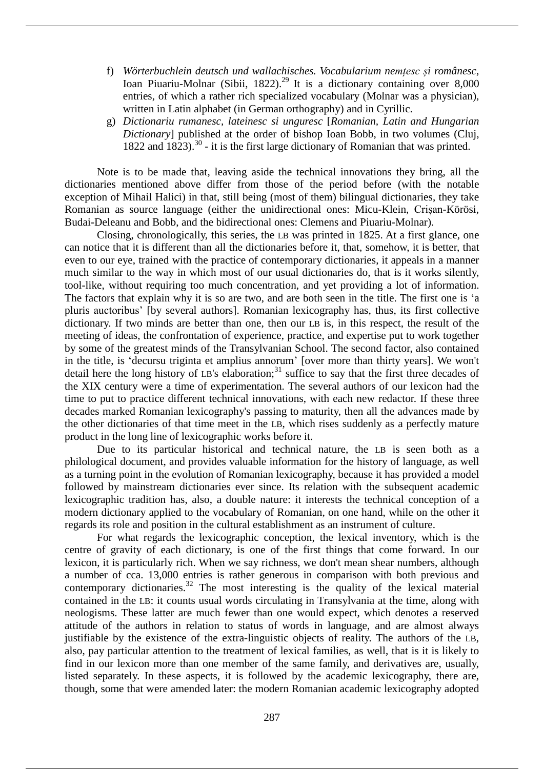f) *Wörterbuchlein deutsch und wallachisches. Vocabularium nemțesc și românesc*, Ioan Piuariu-Molnar (Sibii, 1822).[29] It is a dictionary containing over 8,000 entries, of which a rather rich specialized vocabulary (Molnar was a physician), written in Latin alphabet (in German orthography) and in Cyrillic.

g) *Dictionariu rumanesc, lateinesc si unguresc* [*Romanian, Latin and Hungarian Dictionary*] published at the order of bishop Ioan Bobb, in two volumes (Cluj, 1822 and 1823).[30] - it is the first large dictionary of Romanian that was printed.

Note is to be made that, leaving aside the technical innovations they bring, all the dictionaries mentioned above differ from those of the period before (with the notable exception of Mihail Halici) in that, still being (most of them) bilingual dictionaries, they take Romanian as source language (either the unidirectional ones: Micu-Klein, Crișan-Körösi, Budai-Deleanu and Bobb, and the bidirectional ones: Clemens and Piuariu-Molnar).

Closing, chronologically, this series, the LB was printed in 1825. At a first glance, one can notice that it is different than all the dictionaries before it, that, somehow, it is better, that even to our eye, trained with the practice of contemporary dictionaries, it appeals in a manner much similar to the way in which most of our usual dictionaries do, that is it works silently, tool-like, without requiring too much concentration, and yet providing a lot of information. The factors that explain why it is so are two, and are both seen in the title. The first one is 'a pluris auctoribus' [by several authors]. Romanian lexicography has, thus, its first collective dictionary. If two minds are better than one, then our LB is, in this respect, the result of the meeting of ideas, the confrontation of experience, practice, and expertise put to work together by some of the greatest minds of the Transylvanian School. The second factor, also contained in the title, is 'decursu triginta et amplius annorum' [over more than thirty years]. We won't detail here the long history of LB's elaboration;[31] suffice to say that the first three decades of the XIX century were a time of experimentation. The several authors of our lexicon had the time to put to practice different technical innovations, with each new redactor. If these three decades marked Romanian lexicography's passing to maturity, then all the advances made by the other dictionaries of that time meet in the LB, which rises suddenly as a perfectly mature product in the long line of lexicographic works before it.

Due to its particular historical and technical nature, the LB is seen both as a philological document, and provides valuable information for the history of language, as well as a turning point in the evolution of Romanian lexicography, because it has provided a model followed by mainstream dictionaries ever since. Its relation with the subsequent academic lexicographic tradition has, also, a double nature: it interests the technical conception of a modern dictionary applied to the vocabulary of Romanian, on one hand, while on the other it regards its role and position in the cultural establishment as an instrument of culture.

For what regards the lexicographic conception, the lexical inventory, which is the centre of gravity of each dictionary, is one of the first things that come forward. In our lexicon, it is particularly rich. When we say richness, we don't mean shear numbers, although a number of cca. 13,000 entries is rather generous in comparison with both previous and contemporary dictionaries.[32] The most interesting is the quality of the lexical material contained in the LB: it counts usual words circulating in Transylvania at the time, along with neologisms. These latter are much fewer than one would expect, which denotes a reserved attitude of the authors in relation to status of words in language, and are almost always justifiable by the existence of the extra-linguistic objects of reality. The authors of the LB, also, pay particular attention to the treatment of lexical families, as well, that is it is likely to find in our lexicon more than one member of the same family, and derivatives are, usually, listed separately. In these aspects, it is followed by the academic lexicography, there are, though, some that were amended later: the modern Romanian academic lexicography adopted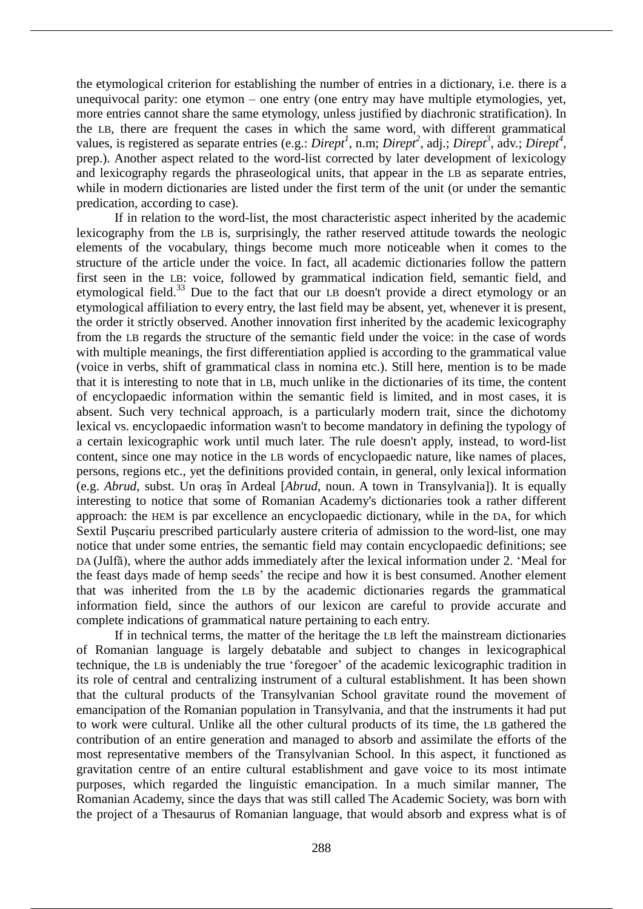the etymological criterion for establishing the number of entries in a dictionary, i.e. there is a unequivocal parity: one etymon – one entry (one entry may have multiple etymologies, yet, more entries cannot share the same etymology, unless justified by diachronic stratification). In the LB, there are frequent the cases in which the same word, with different grammatical values, is registered as separate entries (e.g.: *Dirept*[1], n.m; *Dirept*[2], adj.; *Dirept*[3], adv.; *Dirept*[4], prep.). Another aspect related to the word-list corrected by later development of lexicology and lexicography regards the phraseological units, that appear in the LB as separate entries, while in modern dictionaries are listed under the first term of the unit (or under the semantic predication, according to case).

If in relation to the word-list, the most characteristic aspect inherited by the academic lexicography from the LB is, surprisingly, the rather reserved attitude towards the neologic elements of the vocabulary, things become much more noticeable when it comes to the structure of the article under the voice. In fact, all academic dictionaries follow the pattern first seen in the LB: voice, followed by grammatical indication field, semantic field, and etymological field.[33] Due to the fact that our LB doesn't provide a direct etymology or an etymological affiliation to every entry, the last field may be absent, yet, whenever it is present, the order it strictly observed. Another innovation first inherited by the academic lexicography from the LB regards the structure of the semantic field under the voice: in the case of words with multiple meanings, the first differentiation applied is according to the grammatical value (voice in verbs, shift of grammatical class in nomina etc.). Still here, mention is to be made that it is interesting to note that in LB, much unlike in the dictionaries of its time, the content of encyclopaedic information within the semantic field is limited, and in most cases, it is absent. Such very technical approach, is a particularly modern trait, since the dichotomy lexical vs. encyclopaedic information wasn't to become mandatory in defining the typology of a certain lexicographic work until much later. The rule doesn't apply, instead, to word-list content, since one may notice in the LB words of encyclopaedic nature, like names of places, persons, regions etc., yet the definitions provided contain, in general, only lexical information (e.g. *Abrud*, subst. Un oraș în Ardeal [*Abrud*, noun. A town in Transylvania]). It is equally interesting to notice that some of Romanian Academy's dictionaries took a rather different approach: the HEM is par excellence an encyclopaedic dictionary, while in the DA, for which Sextil Pușcariu prescribed particularly austere criteria of admission to the word-list, one may notice that under some entries, the semantic field may contain encyclopaedic definitions; see DA (Julfă), where the author adds immediately after the lexical information under 2. 'Meal for the feast days made of hemp seeds' the recipe and how it is best consumed. Another element that was inherited from the LB by the academic dictionaries regards the grammatical information field, since the authors of our lexicon are careful to provide accurate and complete indications of grammatical nature pertaining to each entry.

If in technical terms, the matter of the heritage the LB left the mainstream dictionaries of Romanian language is largely debatable and subject to changes in lexicographical technique, the LB is undeniably the true 'foregoer' of the academic lexicographic tradition in its role of central and centralizing instrument of a cultural establishment. It has been shown that the cultural products of the Transylvanian School gravitate round the movement of emancipation of the Romanian population in Transylvania, and that the instruments it had put to work were cultural. Unlike all the other cultural products of its time, the LB gathered the contribution of an entire generation and managed to absorb and assimilate the efforts of the most representative members of the Transylvanian School. In this aspect, it functioned as gravitation centre of an entire cultural establishment and gave voice to its most intimate purposes, which regarded the linguistic emancipation. In a much similar manner, The Romanian Academy, since the days that was still called The Academic Society, was born with the project of a Thesaurus of Romanian language, that would absorb and express what is of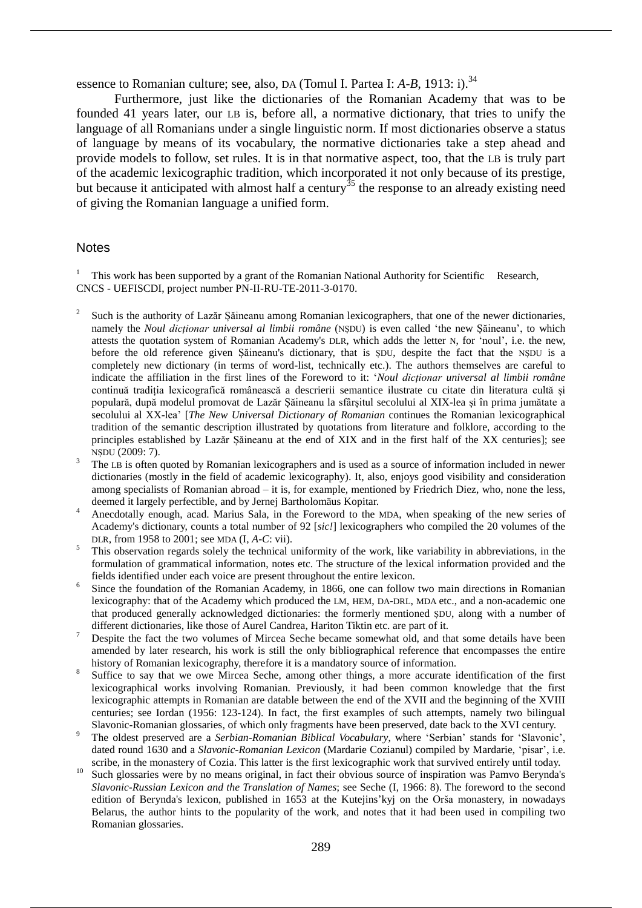essence to Romanian culture; see, also, DA (Tomul I. Partea I: *A-B*, 1913: i).[34]

Furthermore, just like the dictionaries of the Romanian Academy that was to be founded 41 years later, our LB is, before all, a normative dictionary, that tries to unify the language of all Romanians under a single linguistic norm. If most dictionaries observe a status of language by means of its vocabulary, the normative dictionaries take a step ahead and provide models to follow, set rules. It is in that normative aspect, too, that the LB is truly part of the academic lexicographic tradition, which incorporated it not only because of its prestige, but because it anticipated with almost half a century[35] the response to an already existing need of giving the Romanian language a unified form.

## Notes

[1] This work has been supported by a grant of the Romanian National Authority for Scientific Research, CNCS - UEFISCDI, project number PN-II-RU-TE-2011-3-0170.

[2] Such is the authority of Lazăr Șăineanu among Romanian lexicographers, that one of the newer dictionaries, namely the *Noul dicționar universal al limbii române* (NȘDU) is even called 'the new Șăineanu', to which attests the quotation system of Romanian Academy's DLR, which adds the letter N, for 'noul', i.e. the new, before the old reference given Șăineanu's dictionary, that is ȘDU, despite the fact that the NȘDU is a completely new dictionary (in terms of word-list, technically etc.). The authors themselves are careful to indicate the affiliation in the first lines of the Foreword to it: '*Noul dicționar universal al limbii române* continuă tradiția lexicografică românească a descrierii semantice ilustrate cu citate din literatura cultă și populară, după modelul promovat de Lazăr Șăineanu la sfârșitul secolului al XIX-lea și în prima jumătate a secolului al XX-lea' [*The New Universal Dictionary of Romanian* continues the Romanian lexicographical tradition of the semantic description illustrated by quotations from literature and folklore, according to the principles established by Lazăr Șăineanu at the end of XIX and in the first half of the XX centuries]; see NȘDU (2009: 7).

[3] The LB is often quoted by Romanian lexicographers and is used as a source of information included in newer dictionaries (mostly in the field of academic lexicography). It, also, enjoys good visibility and consideration among specialists of Romanian abroad – it is, for example, mentioned by Friedrich Diez, who, none the less, deemed it largely perfectible, and by Jernej Bartholomäus Kopitar.

[4] Anecdotally enough, acad. Marius Sala, in the Foreword to the MDA, when speaking of the new series of Academy's dictionary, counts a total number of 92 [*sic!*] lexicographers who compiled the 20 volumes of the DLR, from 1958 to 2001; see MDA (I, *A-C*: vii).

[5] This observation regards solely the technical uniformity of the work, like variability in abbreviations, in the formulation of grammatical information, notes etc. The structure of the lexical information provided and the fields identified under each voice are present throughout the entire lexicon.

[6] Since the foundation of the Romanian Academy, in 1866, one can follow two main directions in Romanian lexicography: that of the Academy which produced the LM, HEM, DA-DRL, MDA etc., and a non-academic one that produced generally acknowledged dictionaries: the formerly mentioned ȘDU, along with a number of different dictionaries, like those of Aurel Candrea, Hariton Tiktin etc. are part of it.

[7] Despite the fact the two volumes of Mircea Seche became somewhat old, and that some details have been amended by later research, his work is still the only bibliographical reference that encompasses the entire history of Romanian lexicography, therefore it is a mandatory source of information.

[8] Suffice to say that we owe Mircea Seche, among other things, a more accurate identification of the first lexicographical works involving Romanian. Previously, it had been common knowledge that the first lexicographic attempts in Romanian are datable between the end of the XVII and the beginning of the XVIII centuries; see Iordan (1956: 123-124). In fact, the first examples of such attempts, namely two bilingual Slavonic-Romanian glossaries, of which only fragments have been preserved, date back to the XVI century.

[9] The oldest preserved are a *Serbian-Romanian Biblical Vocabulary*, where 'Serbian' stands for 'Slavonic', dated round 1630 and a *Slavonic-Romanian Lexicon* (Mardarie Cozianul) compiled by Mardarie, 'pisar', i.e. scribe, in the monastery of Cozia. This latter is the first lexicographic work that survived entirely until today.

[10] Such glossaries were by no means original, in fact their obvious source of inspiration was Pamvo Berynda's *Slavonic-Russian Lexicon and the Translation of Names*; see Seche (I, 1966: 8). The foreword to the second edition of Berynda's lexicon, published in 1653 at the Kutejins'kyj on the Orša monastery, in nowadays Belarus, the author hints to the popularity of the work, and notes that it had been used in compiling two Romanian glossaries.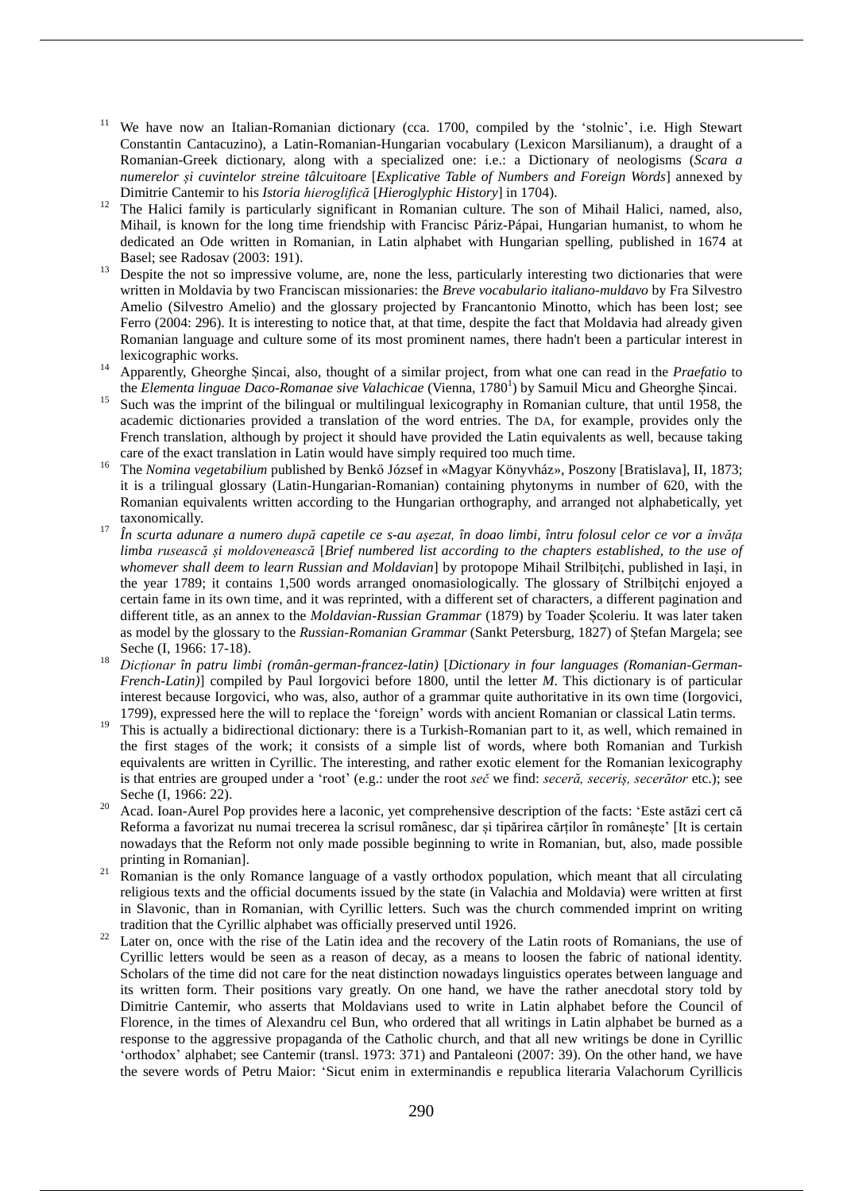[11] We have now an Italian-Romanian dictionary (cca. 1700, compiled by the 'stolnic', i.e. High Stewart Constantin Cantacuzino), a Latin-Romanian-Hungarian vocabulary (Lexicon Marsilianum), a draught of a Romanian-Greek dictionary, along with a specialized one: i.e.: a Dictionary of neologisms (*Scara a numerelor și cuvintelor streine tâlcuitoare* [*Explicative Table of Numbers and Foreign Words*] annexed by Dimitrie Cantemir to his *Istoria hieroglifică* [*Hieroglyphic History*] in 1704).

[12] The Halici family is particularly significant in Romanian culture. The son of Mihail Halici, named, also, Mihail, is known for the long time friendship with Francisc Páriz-Pápai, Hungarian humanist, to whom he dedicated an Ode written in Romanian, in Latin alphabet with Hungarian spelling, published in 1674 at Basel; see Radosav (2003: 191).

[13] Despite the not so impressive volume, are, none the less, particularly interesting two dictionaries that were written in Moldavia by two Franciscan missionaries: the *Breve vocabulario italiano-muldavo* by Fra Silvestro Amelio (Silvestro Amelio) and the glossary projected by Francantonio Minotto, which has been lost; see Ferro (2004: 296). It is interesting to notice that, at that time, despite the fact that Moldavia had already given Romanian language and culture some of its most prominent names, there hadn't been a particular interest in lexicographic works.

[14] Apparently, Gheorghe Șincai, also, thought of a similar project, from what one can read in the *Praefatio* to the *Elementa linguae Daco-Romanae sive Valachicae* (Vienna, 1780[1]) by Samuil Micu and Gheorghe Șincai.

[15] Such was the imprint of the bilingual or multilingual lexicography in Romanian culture, that until 1958, the academic dictionaries provided a translation of the word entries. The DA, for example, provides only the French translation, although by project it should have provided the Latin equivalents as well, because taking care of the exact translation in Latin would have simply required too much time.

[16] The *Nomina vegetabilium* published by Benkő József in «Magyar Könyvház», Poszony [Bratislava], II, 1873; it is a trilingual glossary (Latin-Hungarian-Romanian) containing phytonyms in number of 620, with the Romanian equivalents written according to the Hungarian orthography, and arranged not alphabetically, yet taxonomically.

[17] *În scurta adunare a numero după capetile ce s-au așezat, în doao limbi, întru folosul celor ce vor a învăța limba rusească și moldovenească* [*Brief numbered list according to the chapters established, to the use of whomever shall deem to learn Russian and Moldavian*] by protopope Mihail Strilbițchi, published in Iași, in the year 1789; it contains 1,500 words arranged onomasiologically. The glossary of Strilbițchi enjoyed a certain fame in its own time, and it was reprinted, with a different set of characters, a different pagination and different title, as an annex to the *Moldavian-Russian Grammar* (1879) by Toader Școleriu. It was later taken as model by the glossary to the *Russian-Romanian Grammar* (Sankt Petersburg, 1827) of Ștefan Margela; see Seche (I, 1966: 17-18).

[18] *Dicționar în patru limbi (român-german-francez-latin)* [*Dictionary in four languages (Romanian-German-French-Latin)*] compiled by Paul Iorgovici before 1800, until the letter *M*. This dictionary is of particular interest because Iorgovici, who was, also, author of a grammar quite authoritative in its own time (Iorgovici, 1799), expressed here the will to replace the 'foreign' words with ancient Romanian or classical Latin terms.

[19] This is actually a bidirectional dictionary: there is a Turkish-Romanian part to it, as well, which remained in the first stages of the work; it consists of a simple list of words, where both Romanian and Turkish equivalents are written in Cyrillic. The interesting, and rather exotic element for the Romanian lexicography is that entries are grouped under a 'root' (e.g.: under the root *seč* we find: *seceră, seceriș, secerător* etc.); see Seche (I, 1966: 22).

[20] Acad. Ioan-Aurel Pop provides here a laconic, yet comprehensive description of the facts: 'Este astăzi cert că Reforma a favorizat nu numai trecerea la scrisul românesc, dar și tipărirea cărților în românește' [It is certain nowadays that the Reform not only made possible beginning to write in Romanian, but, also, made possible printing in Romanian].

[21] Romanian is the only Romance language of a vastly orthodox population, which meant that all circulating religious texts and the official documents issued by the state (in Valachia and Moldavia) were written at first in Slavonic, than in Romanian, with Cyrillic letters. Such was the church commended imprint on writing tradition that the Cyrillic alphabet was officially preserved until 1926.

[22] Later on, once with the rise of the Latin idea and the recovery of the Latin roots of Romanians, the use of Cyrillic letters would be seen as a reason of decay, as a means to loosen the fabric of national identity. Scholars of the time did not care for the neat distinction nowadays linguistics operates between language and its written form. Their positions vary greatly. On one hand, we have the rather anecdotal story told by Dimitrie Cantemir, who asserts that Moldavians used to write in Latin alphabet before the Council of Florence, in the times of Alexandru cel Bun, who ordered that all writings in Latin alphabet be burned as a response to the aggressive propaganda of the Catholic church, and that all new writings be done in Cyrillic 'orthodox' alphabet; see Cantemir (transl. 1973: 371) and Pantaleoni (2007: 39). On the other hand, we have the severe words of Petru Maior: 'Sicut enim in exterminandis e republica literaria Valachorum Cyrillicis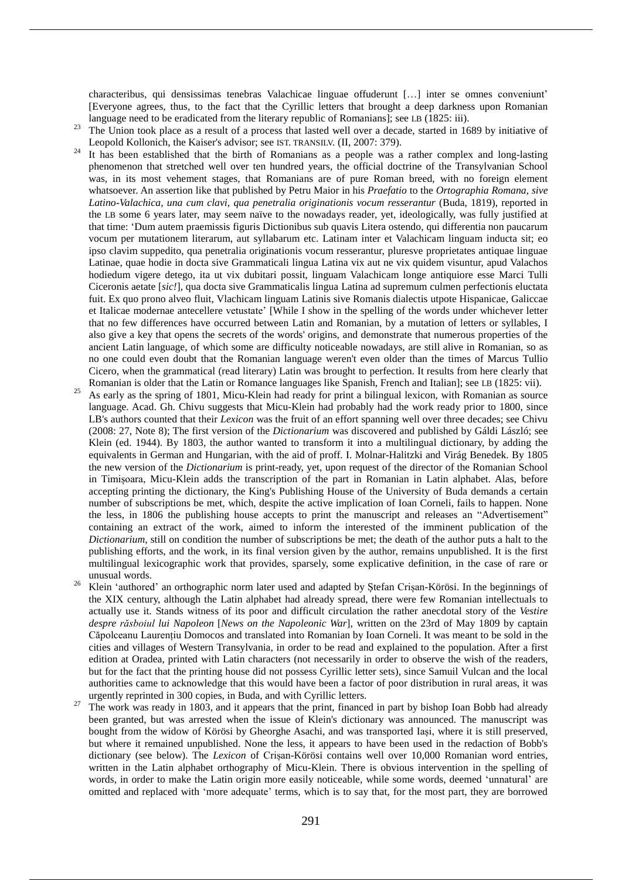characteribus, qui densissimas tenebras Valachicae linguae offuderunt […] inter se omnes conveniunt' [Everyone agrees, thus, to the fact that the Cyrillic letters that brought a deep darkness upon Romanian language need to be eradicated from the literary republic of Romanians]; see LB (1825: iii).

[23] The Union took place as a result of a process that lasted well over a decade, started in 1689 by initiative of Leopold Kollonich, the Kaiser's advisor; see IST. TRANSILV. (II, 2007: 379).

[24] It has been established that the birth of Romanians as a people was a rather complex and long-lasting phenomenon that stretched well over ten hundred years, the official doctrine of the Transylvanian School was, in its most vehement stages, that Romanians are of pure Roman breed, with no foreign element whatsoever. An assertion like that published by Petru Maior in his *Praefatio* to the *Ortographia Romana, sive Latino-Valachica, una cum clavi, qua penetralia originationis vocum resserantur* (Buda, 1819), reported in the LB some 6 years later, may seem naïve to the nowadays reader, yet, ideologically, was fully justified at that time: 'Dum autem praemissis figuris Dictionibus sub quavis Litera ostendo, qui differentia non paucarum vocum per mutationem literarum, aut syllabarum etc. Latinam inter et Valachicam linguam inducta sit; eo ipso clavim suppedito, qua penetralia originationis vocum resserantur, pluresve proprietates antiquae linguae Latinae, quae hodie in docta sive Grammaticali lingua Latina vix aut ne vix quidem visuntur, apud Valachos hodiedum vigere detego, ita ut vix dubitari possit, linguam Valachicam longe antiquiore esse Marci Tulli Ciceronis aetate [*sic!*], qua docta sive Grammaticalis lingua Latina ad supremum culmen perfectionis eluctata fuit. Ex quo prono alveo fluit, Vlachicam linguam Latinis sive Romanis dialectis utpote Hispanicae, Galiccae et Italicae modernae antecellere vetustate' [While I show in the spelling of the words under whichever letter that no few differences have occurred between Latin and Romanian, by a mutation of letters or syllables, I also give a key that opens the secrets of the words' origins, and demonstrate that numerous properties of the ancient Latin language, of which some are difficulty noticeable nowadays, are still alive in Romanian, so as no one could even doubt that the Romanian language weren't even older than the times of Marcus Tullio Cicero, when the grammatical (read literary) Latin was brought to perfection. It results from here clearly that Romanian is older that the Latin or Romance languages like Spanish, French and Italian]; see LB (1825: vii).

[25] As early as the spring of 1801, Micu-Klein had ready for print a bilingual lexicon, with Romanian as source language. Acad. Gh. Chivu suggests that Micu-Klein had probably had the work ready prior to 1800, since LB's authors counted that their *Lexicon* was the fruit of an effort spanning well over three decades; see Chivu (2008: 27, Note 8); The first version of the *Dictionarium* was discovered and published by Gáldi László; see Klein (ed. 1944). By 1803, the author wanted to transform it into a multilingual dictionary, by adding the equivalents in German and Hungarian, with the aid of proff. I. Molnar-Halitzki and Virág Benedek. By 1805 the new version of the *Dictionarium* is print-ready, yet, upon request of the director of the Romanian School in Timișoara, Micu-Klein adds the transcription of the part in Romanian in Latin alphabet. Alas, before accepting printing the dictionary, the King's Publishing House of the University of Buda demands a certain number of subscriptions be met, which, despite the active implication of Ioan Corneli, fails to happen. None the less, in 1806 the publishing house accepts to print the manuscript and releases an "Advertisement" containing an extract of the work, aimed to inform the interested of the imminent publication of the *Dictionarium*, still on condition the number of subscriptions be met; the death of the author puts a halt to the publishing efforts, and the work, in its final version given by the author, remains unpublished. It is the first multilingual lexicographic work that provides, sparsely, some explicative definition, in the case of rare or unusual words.

[26] Klein 'authored' an orthographic norm later used and adapted by Ștefan Crișan-Körösi. In the beginnings of the XIX century, although the Latin alphabet had already spread, there were few Romanian intellectuals to actually use it. Stands witness of its poor and difficult circulation the rather anecdotal story of the *Vestire despre răsboiul lui Napoleon* [*News on the Napoleonic War*], written on the 23rd of May 1809 by captain Căpolceanu Laurențiu Domocos and translated into Romanian by Ioan Corneli. It was meant to be sold in the cities and villages of Western Transylvania, in order to be read and explained to the population. After a first edition at Oradea, printed with Latin characters (not necessarily in order to observe the wish of the readers, but for the fact that the printing house did not possess Cyrillic letter sets), since Samuil Vulcan and the local authorities came to acknowledge that this would have been a factor of poor distribution in rural areas, it was urgently reprinted in 300 copies, in Buda, and with Cyrillic letters.

[27] The work was ready in 1803, and it appears that the print, financed in part by bishop Ioan Bobb had already been granted, but was arrested when the issue of Klein's dictionary was announced. The manuscript was bought from the widow of Körösi by Gheorghe Asachi, and was transported Iași, where it is still preserved, but where it remained unpublished. None the less, it appears to have been used in the redaction of Bobb's dictionary (see below). The *Lexicon* of Crișan-Körösi contains well over 10,000 Romanian word entries, written in the Latin alphabet orthography of Micu-Klein. There is obvious intervention in the spelling of words, in order to make the Latin origin more easily noticeable, while some words, deemed 'unnatural' are omitted and replaced with 'more adequate' terms, which is to say that, for the most part, they are borrowed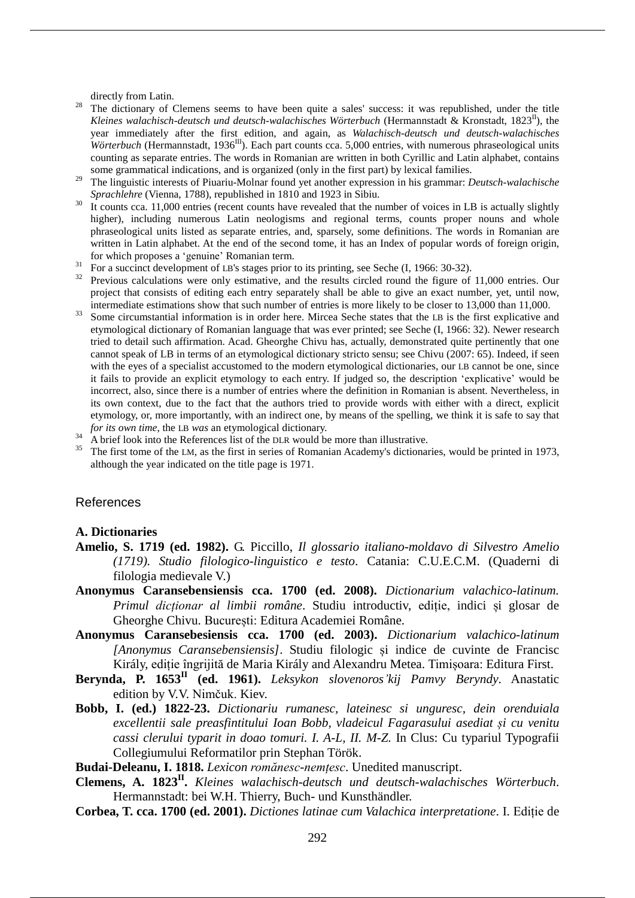directly from Latin.

[28] The dictionary of Clemens seems to have been quite a sales' success: it was republished, under the title *Kleines walachisch-deutsch und deutsch-walachisches Wörterbuch* (Hermannstadt & Kronstadt, 1823[II]), the year immediately after the first edition, and again, as *Walachisch-deutsch und deutsch-walachisches Wörterbuch* (Hermannstadt, 1936[III]). Each part counts cca. 5,000 entries, with numerous phraseological units counting as separate entries. The words in Romanian are written in both Cyrillic and Latin alphabet, contains some grammatical indications, and is organized (only in the first part) by lexical families.

[29] The linguistic interests of Piuariu-Molnar found yet another expression in his grammar: *Deutsch-walachische Sprachlehre* (Vienna, 1788), republished in 1810 and 1923 in Sibiu.

[30] It counts cca. 11,000 entries (recent counts have revealed that the number of voices in LB is actually slightly higher), including numerous Latin neologisms and regional terms, counts proper nouns and whole phraseological units listed as separate entries, and, sparsely, some definitions. The words in Romanian are written in Latin alphabet. At the end of the second tome, it has an Index of popular words of foreign origin, for which proposes a 'genuine' Romanian term.

[31] For a succinct development of LB's stages prior to its printing, see Seche (I, 1966: 30-32).

[32] Previous calculations were only estimative, and the results circled round the figure of 11,000 entries. Our project that consists of editing each entry separately shall be able to give an exact number, yet, until now, intermediate estimations show that such number of entries is more likely to be closer to 13,000 than 11,000.

[33] Some circumstantial information is in order here. Mircea Seche states that the LB is the first explicative and etymological dictionary of Romanian language that was ever printed; see Seche (I, 1966: 32). Newer research tried to detail such affirmation. Acad. Gheorghe Chivu has, actually, demonstrated quite pertinently that one cannot speak of LB in terms of an etymological dictionary stricto sensu; see Chivu (2007: 65). Indeed, if seen with the eyes of a specialist accustomed to the modern etymological dictionaries, our LB cannot be one, since it fails to provide an explicit etymology to each entry. If judged so, the description 'explicative' would be incorrect, also, since there is a number of entries where the definition in Romanian is absent. Nevertheless, in its own context, due to the fact that the authors tried to provide words with either with a direct, explicit etymology, or, more importantly, with an indirect one, by means of the spelling, we think it is safe to say that *for its own time*, the LB *was* an etymological dictionary.

[34] A brief look into the References list of the DLR would be more than illustrative.

[35] The first tome of the LM, as the first in series of Romanian Academy's dictionaries, would be printed in 1973, although the year indicated on the title page is 1971.

## References

### A. Dictionaries

**Amelio, S. 1719 (ed. 1982).** G. Piccillo, *Il glossario italiano-moldavo di Silvestro Amelio (1719). Studio filologico-linguistico e testo*. Catania: C.U.E.C.M. (Quaderni di filologia medievale V.)

**Anonymus Caransebensiensis cca. 1700 (ed. 2008).** *Dictionarium valachico-latinum. Primul dicționar al limbii române*. Studiu introductiv, ediție, indici și glosar de Gheorghe Chivu. București: Editura Academiei Române.

**Anonymus Caransebesiensis cca. 1700 (ed. 2003).** *Dictionarium valachico-latinum [Anonymus Caransebensiensis]*. Studiu filologic și indice de cuvinte de Francisc Király, ediție îngrijită de Maria Király and Alexandru Metea. Timișoara: Editura First.

**Berynda, P. 1653[II] (ed. 1961).** *Leksykon slovenoros'kij Pamvy Beryndy*. Anastatic edition by V.V. Nimčuk. Kiev.

**Bobb, I. (ed.) 1822-23.** *Dictionariu rumanesc, lateinesc si unguresc, dein orenduiala excellentii sale preasfintitului Ioan Bobb, vladeicul Fagarasului asediat și cu venitu cassi clerului typarit in doao tomuri. I. A-L, II. M-Z.* In Clus: Cu typariul Typografii Collegiumului Reformatilor prin Stephan Török.

**Budai-Deleanu, I. 1818.** *Lexicon romănesc-nemțesc*. Unedited manuscript.

**Clemens, A. 1823[II].** *Kleines walachisch-deutsch und deutsch-walachisches Wörterbuch*. Hermannstadt: bei W.H. Thierry, Buch- und Kunsthändler.

**Corbea, T. cca. 1700 (ed. 2001).** *Dictiones latinae cum Valachica interpretatione*. I. Ediție de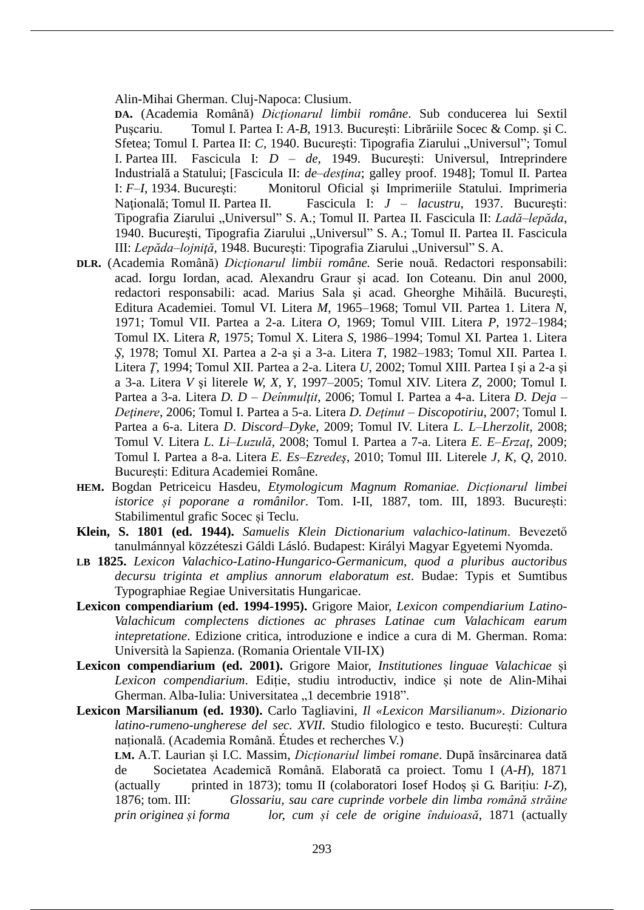Alin-Mihai Gherman. Cluj-Napoca: Clusium.

**DA.** (Academia Română) *Dicţionarul limbii române*. Sub conducerea lui Sextil Puşcariu. Tomul I. Partea I: *A-B*, 1913. Bucureşti: Librăriile Socec & Comp. şi C. Sfetea; Tomul I. Partea II: *C*, 1940. Bucureşti: Tipografia Ziarului „Universul"; Tomul I. Partea III. Fascicula I: *D – de*, 1949. Bucureşti: Universul, Intreprindere Industrială a Statului; [Fascicula II: *de–desţina*; galley proof. 1948]; Tomul II. Partea I: *F–I*, 1934. Bucureşti: Monitorul Oficial şi Imprimeriile Statului. Imprimeria Naţională; Tomul II. Partea II. Fascicula I: *J – lacustru*, 1937. Bucureşti: Tipografia Ziarului „Universul" S. A.; Tomul II. Partea II. Fascicula II: *Ladă–lepăda*, 1940. Bucureşti, Tipografia Ziarului „Universul" S. A.; Tomul II. Partea II. Fascicula III: *Lepăda–lojniţă*, 1948. Bucureşti: Tipografia Ziarului „Universul" S. A.

**DLR.** (Academia Română) *Dicţionarul limbii române.* Serie nouă. Redactori responsabili: acad. Iorgu Iordan, acad. Alexandru Graur şi acad. Ion Coteanu. Din anul 2000, redactori responsabili: acad. Marius Sala şi acad. Gheorghe Mihăilă. Bucureşti, Editura Academiei. Tomul VI. Litera *M*, 1965–1968; Tomul VII. Partea 1. Litera *N*, 1971; Tomul VII. Partea a 2-a. Litera *O*, 1969; Tomul VIII. Litera *P*, 1972–1984; Tomul IX. Litera *R*, 1975; Tomul X. Litera *S*, 1986–1994; Tomul XI. Partea 1. Litera *Ş*, 1978; Tomul XI. Partea a 2-a şi a 3-a. Litera *T*, 1982–1983; Tomul XII. Partea I. Litera *Ţ*, 1994; Tomul XII. Partea a 2-a. Litera *U*, 2002; Tomul XIII. Partea I şi a 2-a şi a 3-a. Litera *V* şi literele *W, X, Y*, 1997–2005; Tomul XIV. Litera *Z*, 2000; Tomul I. Partea a 3-a. Litera *D. D – Deînmulţit*, 2006; Tomul I. Partea a 4-a. Litera *D. Deja – Deţinere*, 2006; Tomul I. Partea a 5-a. Litera *D. Deţinut – Discopotiriu*, 2007; Tomul I. Partea a 6-a. Litera *D*. *Discord–Dyke*, 2009; Tomul IV. Litera *L. L–Lherzolit*, 2008; Tomul V. Litera *L. Li–Luzulă*, 2008; Tomul I. Partea a 7-a. Litera *E. E–Erzaţ*, 2009; Tomul I. Partea a 8-a. Litera *E*. *Es–Ezredeş*, 2010; Tomul III. Literele *J, K, Q*, 2010. București: Editura Academiei Române.

**HEM.** Bogdan Petriceicu Hasdeu, *Etymologicum Magnum Romaniae. Dicționarul limbei istorice și poporane a românilor*. Tom. I-II, 1887, tom. III, 1893. București: Stabilimentul grafic Socec și Teclu.

**Klein, S. 1801 (ed. 1944).** *Samuelis Klein Dictionarium valachico-latinum*. Bevezető tanulmánnyal közzéteszi Gáldi Lásló. Budapest: Királyi Magyar Egyetemi Nyomda.

**LB 1825.** *Lexicon Valachico-Latino-Hungarico-Germanicum, quod a pluribus auctoribus decursu triginta et amplius annorum elaboratum est*. Budae: Typis et Sumtibus Typographiae Regiae Universitatis Hungaricae.

**Lexicon compendiarium (ed. 1994-1995).** Grigore Maior, *Lexicon compendiarium Latino-Valachicum complectens dictiones ac phrases Latinae cum Valachicam earum intepretatione*. Edizione critica, introduzione e indice a cura di M. Gherman. Roma: Università la Sapienza. (Romania Orientale VII-IX)

**Lexicon compendiarium (ed. 2001).** Grigore Maior, *Institutiones linguae Valachicae* și *Lexicon compendiarium*. Ediție, studiu introductiv, indice și note de Alin-Mihai Gherman. Alba-Iulia: Universitatea „1 decembrie 1918".

**Lexicon Marsilianum (ed. 1930).** Carlo Tagliavini, *Il «Lexicon Marsilianum». Dizionario latino-rumeno-ungherese del sec. XVII*. Studio filologico e testo. București: Cultura națională. (Academia Română. Études et recherches V.)

**LM.** A.T. Laurian și I.C. Massim, *Dicționariul limbei romane*. După însărcinarea dată de Societatea Academică Română. Elaborată ca proiect. Tomu I (*A-H*), 1871 (actually printed in 1873); tomu II (colaboratori Iosef Hodoș și G. Barițiu: *I-Z*), 1876; tom. III: *Glossariu, sau care cuprinde vorbele din limba română străine prin originea și forma lor, cum și cele de origine înduioasă*, 1871 (actually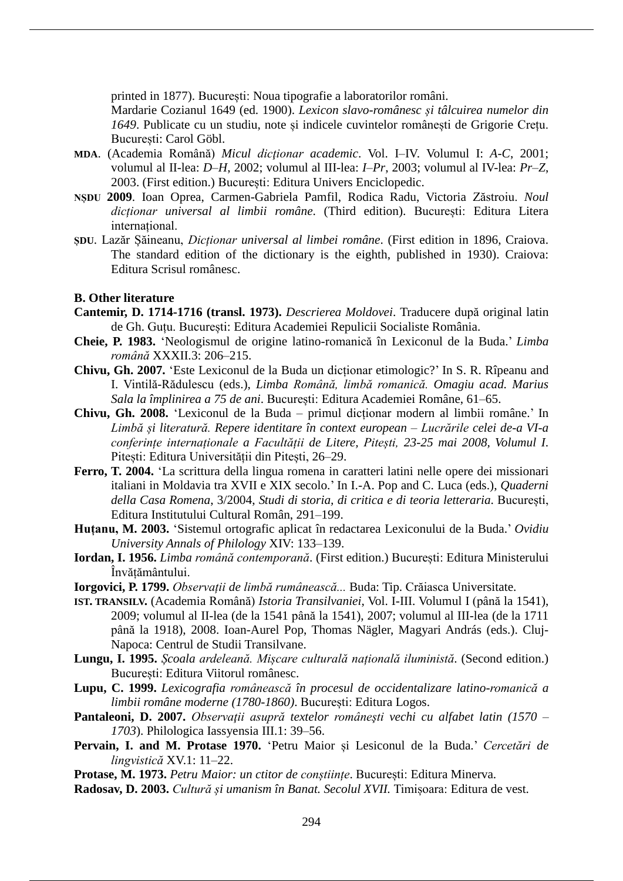printed in 1877). București: Noua tipografie a laboratorilor români.

Mardarie Cozianul 1649 (ed. 1900). *Lexicon slavo-românesc și tâlcuirea numelor din 1649*. Publicate cu un studiu, note și indicele cuvintelor românești de Grigorie Crețu. București: Carol Göbl.

**MDA**. (Academia Română) *Micul dicționar academic*. Vol. I–IV. Volumul I: *A-C*, 2001; volumul al II-lea: *D–H*, 2002; volumul al III-lea: *I–Pr*, 2003; volumul al IV-lea: *Pr–Z*, 2003. (First edition.) București: Editura Univers Enciclopedic.

**NȘDU 2009**. Ioan Oprea, Carmen-Gabriela Pamfil, Rodica Radu, Victoria Zăstroiu. *Noul dicționar universal al limbii române*. (Third edition). București: Editura Litera internațional.

**ȘDU**. Lazăr Șăineanu, *Dicționar universal al limbei române*. (First edition in 1896, Craiova. The standard edition of the dictionary is the eighth, published in 1930). Craiova: Editura Scrisul românesc.

**B. Other literature**

**Cantemir, D. 1714-1716 (transl. 1973).** *Descrierea Moldovei*. Traducere după original latin de Gh. Guțu. București: Editura Academiei Repulicii Socialiste România.

**Cheie, P. 1983.** 'Neologismul de origine latino-romanică în Lexiconul de la Buda.' *Limba română* XXXII.3: 206–215.

**Chivu, Gh. 2007.** 'Este Lexiconul de la Buda un dicționar etimologic?' In S. R. Rîpeanu and I. Vintilă-Rădulescu (eds.), *Limba Română, limbă romanică. Omagiu acad. Marius Sala la împlinirea a 75 de ani*. București: Editura Academiei Române, 61–65.

**Chivu, Gh. 2008.** 'Lexiconul de la Buda – primul dicționar modern al limbii române.' In *Limbă și literatură. Repere identitare în context european – Lucrările celei de-a VI-a conferințe internaționale a Facultății de Litere, Pitești, 23-25 mai 2008, Volumul I*. Pitești: Editura Universității din Pitești, 26–29.

**Ferro, T. 2004.** 'La scrittura della lingua romena in caratteri latini nelle opere dei missionari italiani in Moldavia tra XVII e XIX secolo.' In I.-A. Pop and C. Luca (eds.), *Quaderni della Casa Romena*, 3/2004, *Studi di storia, di critica e di teoria letteraria*. București, Editura Institutului Cultural Român, 291–199.

**Huțanu, M. 2003.** 'Sistemul ortografic aplicat în redactarea Lexiconului de la Buda.' *Ovidiu University Annals of Philology* XIV: 133–139.

**Iordan, I. 1956.** *Limba română contemporană*. (First edition.) București: Editura Ministerului Învățământului.

**Iorgovici, P. 1799.** *Observații de limbă rumânească...* Buda: Tip. Crăiasca Universitate.

**IST. TRANSILV.** (Academia Română) *Istoria Transilvaniei*, Vol. I-III. Volumul I (până la 1541), 2009; volumul al II-lea (de la 1541 până la 1541), 2007; volumul al III-lea (de la 1711 până la 1918), 2008. Ioan-Aurel Pop, Thomas Nägler, Magyari András (eds.). Cluj-Napoca: Centrul de Studii Transilvane.

**Lungu, I. 1995.** *Școala ardeleană. Mișcare culturală națională iluministă*. (Second edition.) București: Editura Viitorul românesc.

**Lupu, C. 1999.** *Lexicografia românească în procesul de occidentalizare latino-romanică a limbii române moderne (1780-1860)*. București: Editura Logos.

**Pantaleoni, D. 2007.** *Observaţii asupră textelor româneşti vechi cu alfabet latin (1570 – 1703*). Philologica Iassyensia III.1: 39–56.

**Pervain, I. and M. Protase 1970.** 'Petru Maior și Lesiconul de la Buda.' *Cercetări de lingvistică* XV.1: 11–22.

**Protase, M. 1973.** *Petru Maior: un ctitor de conștiințe*. București: Editura Minerva.

**Radosav, D. 2003.** *Cultură și umanism în Banat. Secolul XVII.* Timișoara: Editura de vest.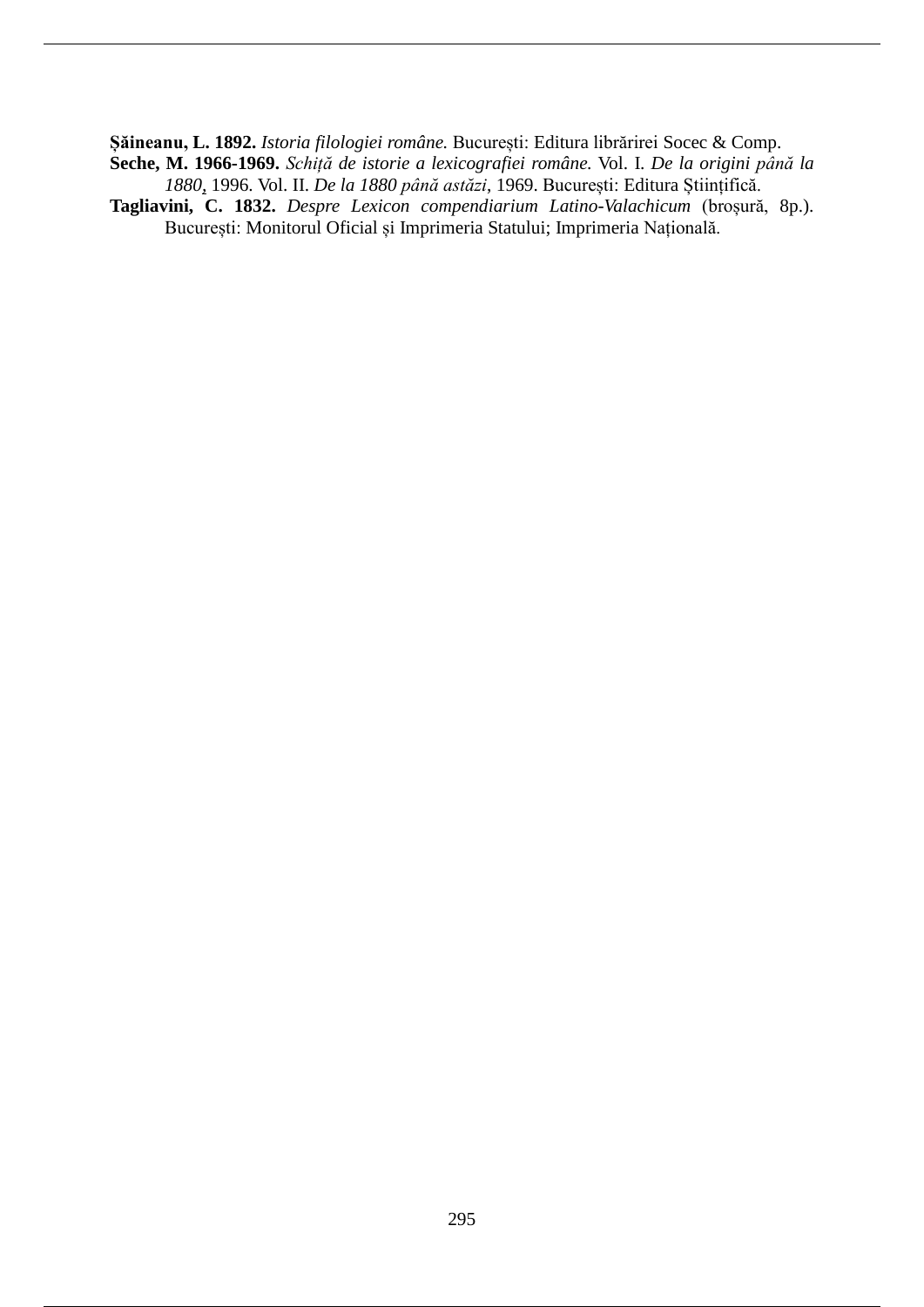**Șăineanu, L. 1892.** *Istoria filologiei române.* București: Editura librărirei Socec & Comp.

**Seche, M. 1966-1969.** *Schiță de istorie a lexicografiei române.* Vol. I. *De la origini până la 1880*, 1996. Vol. II. *De la 1880 până astăzi*, 1969. București: Editura Științifică.

**Tagliavini, C. 1832.** *Despre Lexicon compendiarium Latino-Valachicum* (broșură, 8p.). București: Monitorul Oficial și Imprimeria Statului; Imprimeria Națională.